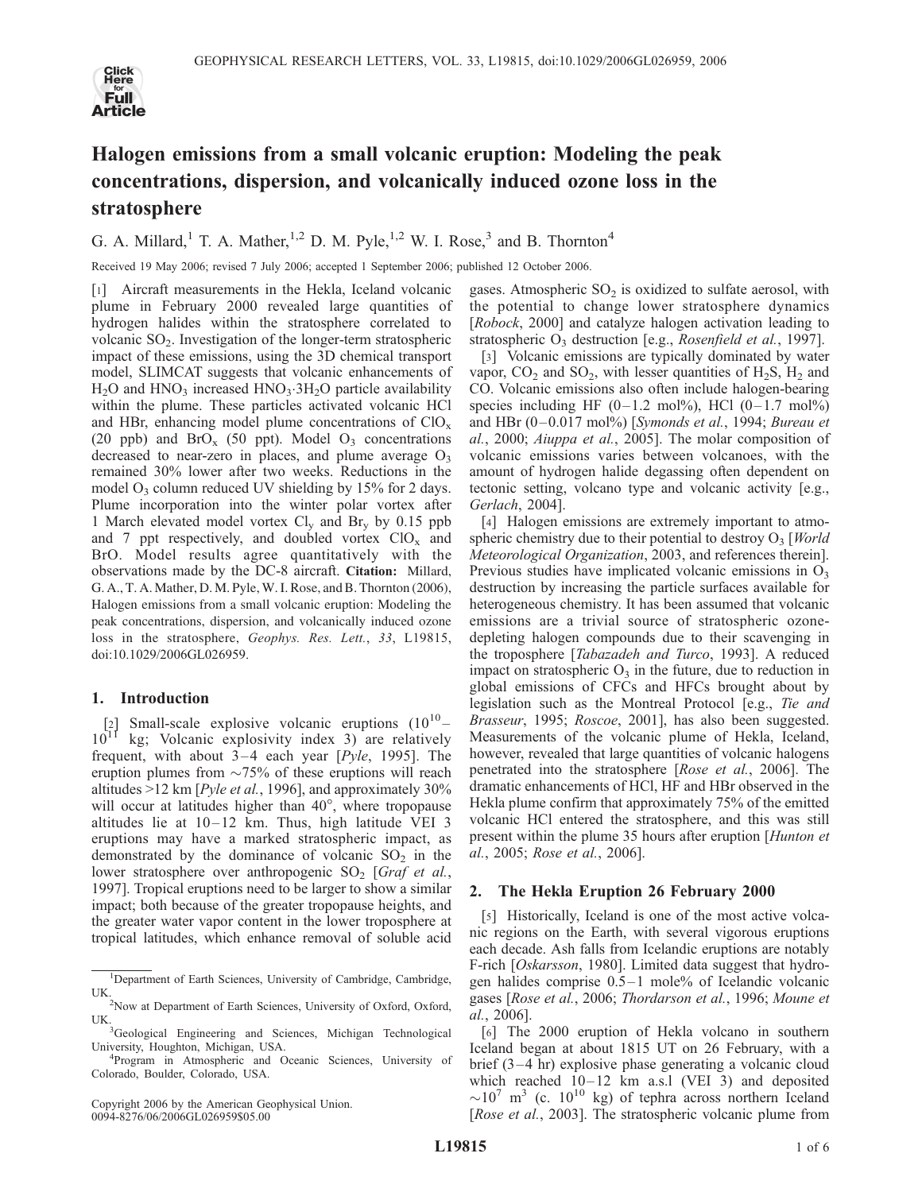# Halogen emissions from a small volcanic eruption: Modeling the peak concentrations, dispersion, and volcanically induced ozone loss in the stratosphere

G. A. Millard,[1] T. A. Mather,[1,2] D. M. Pyle,[1,2] W. I. Rose,[3] and B. Thornton[4]

Received 19 May 2006; revised 7 July 2006; accepted 1 September 2006; published 12 October 2006.

[1] Aircraft measurements in the Hekla, Iceland volcanic plume in February 2000 revealed large quantities of hydrogen halides within the stratosphere correlated to volcanic $SO_2$. Investigation of the longer-term stratospheric impact of these emissions, using the 3D chemical transport model, SLIMCAT suggests that volcanic enhancements of $H_2O$ and $HNO_3$ increased $HNO_3{\cdot}3H_2O$ particle availability within the plume. These particles activated volcanic HCl and HBr, enhancing model plume concentrations of $ClO_x$ (20 ppb) and $BrO_x$ (50 ppt). Model $O_3$ concentrations decreased to near-zero in places, and plume average $O_3$ remained 30% lower after two weeks. Reductions in the model $O_3$ column reduced UV shielding by 15% for 2 days. Plume incorporation into the winter polar vortex after 1 March elevated model vortex $Cl_y$ and $Br_y$ by 0.15 ppb and 7 ppt respectively, and doubled vortex $ClO_x$ and BrO. Model results agree quantitatively with the observations made by the DC-8 aircraft. **Citation:** Millard, G. A., T. A. Mather, D. M. Pyle, W. I. Rose, and B. Thornton (2006), Halogen emissions from a small volcanic eruption: Modeling the peak concentrations, dispersion, and volcanically induced ozone loss in the stratosphere, *Geophys. Res. Lett.*, *33*, L19815, doi:10.1029/2006GL026959.

## 1. Introduction

[2] Small-scale explosive volcanic eruptions ($10^{10}$–$10^{11}$ kg; Volcanic explosivity index 3) are relatively frequent, with about 3–4 each year [*Pyle*, 1995]. The eruption plumes from ~75% of these eruptions will reach altitudes >12 km [*Pyle et al.*, 1996], and approximately 30% will occur at latitudes higher than 40°, where tropopause altitudes lie at 10–12 km. Thus, high latitude VEI 3 eruptions may have a marked stratospheric impact, as demonstrated by the dominance of volcanic $SO_2$ in the lower stratosphere over anthropogenic $SO_2$ [*Graf et al.*, 1997]. Tropical eruptions need to be larger to show a similar impact; both because of the greater tropopause heights, and the greater water vapor content in the lower troposphere at tropical latitudes, which enhance removal of soluble acid gases. Atmospheric $SO_2$ is oxidized to sulfate aerosol, with the potential to change lower stratosphere dynamics [*Robock*, 2000] and catalyze halogen activation leading to stratospheric $O_3$ destruction [e.g., *Rosenfield et al.*, 1997].

[3] Volcanic emissions are typically dominated by water vapor, $CO_2$ and $SO_2$, with lesser quantities of $H_2S$, $H_2$ and CO. Volcanic emissions also often include halogen-bearing species including HF (0–1.2 mol%), HCl (0–1.7 mol%) and HBr (0–0.017 mol%) [*Symonds et al.*, 1994; *Bureau et al.*, 2000; *Aiuppa et al.*, 2005]. The molar composition of volcanic emissions varies between volcanoes, with the amount of hydrogen halide degassing often dependent on tectonic setting, volcano type and volcanic activity [e.g., *Gerlach*, 2004].

[4] Halogen emissions are extremely important to atmospheric chemistry due to their potential to destroy $O_3$ [*World Meteorological Organization*, 2003, and references therein]. Previous studies have implicated volcanic emissions in $O_3$ destruction by increasing the particle surfaces available for heterogeneous chemistry. It has been assumed that volcanic emissions are a trivial source of stratospheric ozone-depleting halogen compounds due to their scavenging in the troposphere [*Tabazadeh and Turco*, 1993]. A reduced impact on stratospheric $O_3$ in the future, due to reduction in global emissions of CFCs and HFCs brought about by legislation such as the Montreal Protocol [e.g., *Tie and Brasseur*, 1995; *Roscoe*, 2001], has also been suggested. Measurements of the volcanic plume of Hekla, Iceland, however, revealed that large quantities of volcanic halogens penetrated into the stratosphere [*Rose et al.*, 2006]. The dramatic enhancements of HCl, HF and HBr observed in the Hekla plume confirm that approximately 75% of the emitted volcanic HCl entered the stratosphere, and this was still present within the plume 35 hours after eruption [*Hunton et al.*, 2005; *Rose et al.*, 2006].

## 2. The Hekla Eruption 26 February 2000

[5] Historically, Iceland is one of the most active volcanic regions on the Earth, with several vigorous eruptions each decade. Ash falls from Icelandic eruptions are notably F-rich [*Oskarsson*, 1980]. Limited data suggest that hydrogen halides comprise 0.5–1 mole% of Icelandic volcanic gases [*Rose et al.*, 2006; *Thordarson et al.*, 1996; *Moune et al.*, 2006].

[6] The 2000 eruption of Hekla volcano in southern Iceland began at about 1815 UT on 26 February, with a brief (3–4 hr) explosive phase generating a volcanic cloud which reached 10–12 km a.s.l (VEI 3) and deposited ~$10^7$ $m^3$ (c. $10^{10}$ kg) of tephra across northern Iceland [*Rose et al.*, 2003]. The stratospheric volcanic plume from

---

[1] Department of Earth Sciences, University of Cambridge, Cambridge, UK.

[2] Now at Department of Earth Sciences, University of Oxford, Oxford, UK.

[3] Geological Engineering and Sciences, Michigan Technological University, Houghton, Michigan, USA.

[4] Program in Atmospheric and Oceanic Sciences, University of Colorado, Boulder, Colorado, USA.

Copyright 2006 by the American Geophysical Union.
0094-8276/06/2006GL026959$05.00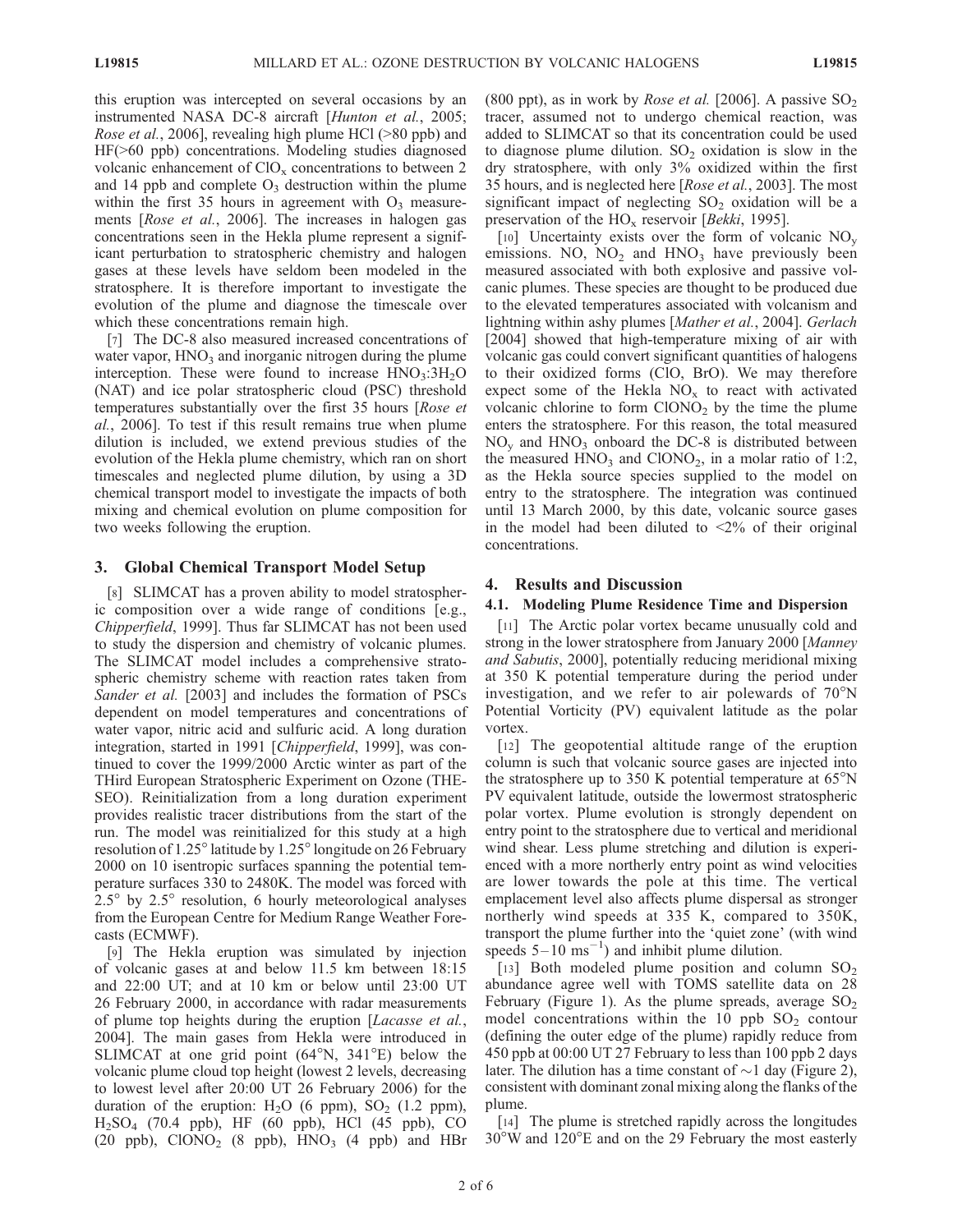this eruption was intercepted on several occasions by an instrumented NASA DC-8 aircraft [*Hunton et al.*, 2005; *Rose et al.*, 2006], revealing high plume HCl (>80 ppb) and HF(>60 ppb) concentrations. Modeling studies diagnosed volcanic enhancement of $ClO_x$ concentrations to between 2 and 14 ppb and complete $O_3$ destruction within the plume within the first 35 hours in agreement with $O_3$ measurements [*Rose et al.*, 2006]. The increases in halogen gas concentrations seen in the Hekla plume represent a significant perturbation to stratospheric chemistry and halogen gases at these levels have seldom been modeled in the stratosphere. It is therefore important to investigate the evolution of the plume and diagnose the timescale over which these concentrations remain high.

[7] The DC-8 also measured increased concentrations of water vapor, $HNO_3$ and inorganic nitrogen during the plume interception. These were found to increase $HNO_3{:}3H_2O$ (NAT) and ice polar stratospheric cloud (PSC) threshold temperatures substantially over the first 35 hours [*Rose et al.*, 2006]. To test if this result remains true when plume dilution is included, we extend previous studies of the evolution of the Hekla plume chemistry, which ran on short timescales and neglected plume dilution, by using a 3D chemical transport model to investigate the impacts of both mixing and chemical evolution on plume composition for two weeks following the eruption.

## 3. Global Chemical Transport Model Setup

[8] SLIMCAT has a proven ability to model stratospheric composition over a wide range of conditions [e.g., *Chipperfield*, 1999]. Thus far SLIMCAT has not been used to study the dispersion and chemistry of volcanic plumes. The SLIMCAT model includes a comprehensive stratospheric chemistry scheme with reaction rates taken from *Sander et al.* [2003] and includes the formation of PSCs dependent on model temperatures and concentrations of water vapor, nitric acid and sulfuric acid. A long duration integration, started in 1991 [*Chipperfield*, 1999], was continued to cover the 1999/2000 Arctic winter as part of the THird European Stratospheric Experiment on Ozone (THESEO). Reinitialization from a long duration experiment provides realistic tracer distributions from the start of the run. The model was reinitialized for this study at a high resolution of 1.25° latitude by 1.25° longitude on 26 February 2000 on 10 isentropic surfaces spanning the potential temperature surfaces 330 to 2480K. The model was forced with 2.5° by 2.5° resolution, 6 hourly meteorological analyses from the European Centre for Medium Range Weather Forecasts (ECMWF).

[9] The Hekla eruption was simulated by injection of volcanic gases at and below 11.5 km between 18:15 and 22:00 UT; and at 10 km or below until 23:00 UT 26 February 2000, in accordance with radar measurements of plume top heights during the eruption [*Lacasse et al.*, 2004]. The main gases from Hekla were introduced in SLIMCAT at one grid point (64°N, 341°E) below the volcanic plume cloud top height (lowest 2 levels, decreasing to lowest level after 20:00 UT 26 February 2006) for the duration of the eruption: $H_2O$ (6 ppm), $SO_2$ (1.2 ppm), $H_2SO_4$ (70.4 ppb), HF (60 ppb), HCl (45 ppb), CO (20 ppb), $ClONO_2$ (8 ppb), $HNO_3$ (4 ppb) and HBr (800 ppt), as in work by *Rose et al.* [2006]. A passive $SO_2$ tracer, assumed not to undergo chemical reaction, was added to SLIMCAT so that its concentration could be used to diagnose plume dilution. $SO_2$ oxidation is slow in the dry stratosphere, with only 3% oxidized within the first 35 hours, and is neglected here [*Rose et al.*, 2003]. The most significant impact of neglecting $SO_2$ oxidation will be a preservation of the $HO_x$ reservoir [*Bekki*, 1995].

[10] Uncertainty exists over the form of volcanic $NO_y$ emissions. NO, $NO_2$ and $HNO_3$ have previously been measured associated with both explosive and passive volcanic plumes. These species are thought to be produced due to the elevated temperatures associated with volcanism and lightning within ashy plumes [*Mather et al.*, 2004]. *Gerlach* [2004] showed that high-temperature mixing of air with volcanic gas could convert significant quantities of halogens to their oxidized forms (ClO, BrO). We may therefore expect some of the Hekla $NO_x$ to react with activated volcanic chlorine to form $ClONO_2$ by the time the plume enters the stratosphere. For this reason, the total measured $NO_y$ and $HNO_3$ onboard the DC-8 is distributed between the measured $HNO_3$ and $ClONO_2$, in a molar ratio of 1:2, as the Hekla source species supplied to the model on entry to the stratosphere. The integration was continued until 13 March 2000, by this date, volcanic source gases in the model had been diluted to <2% of their original concentrations.

## 4. Results and Discussion

### 4.1. Modeling Plume Residence Time and Dispersion

[11] The Arctic polar vortex became unusually cold and strong in the lower stratosphere from January 2000 [*Manney and Sabutis*, 2000], potentially reducing meridional mixing at 350 K potential temperature during the period under investigation, and we refer to air polewards of 70°N Potential Vorticity (PV) equivalent latitude as the polar vortex.

[12] The geopotential altitude range of the eruption column is such that volcanic source gases are injected into the stratosphere up to 350 K potential temperature at 65°N PV equivalent latitude, outside the lowermost stratospheric polar vortex. Plume evolution is strongly dependent on entry point to the stratosphere due to vertical and meridional wind shear. Less plume stretching and dilution is experienced with a more northerly entry point as wind velocities are lower towards the pole at this time. The vertical emplacement level also affects plume dispersal as stronger northerly wind speeds at 335 K, compared to 350K, transport the plume further into the 'quiet zone' (with wind speeds 5–10 $ms^{-1}$) and inhibit plume dilution.

[13] Both modeled plume position and column $SO_2$ abundance agree well with TOMS satellite data on 28 February (Figure 1). As the plume spreads, average $SO_2$ model concentrations within the 10 ppb $SO_2$ contour (defining the outer edge of the plume) rapidly reduce from 450 ppb at 00:00 UT 27 February to less than 100 ppb 2 days later. The dilution has a time constant of ~1 day (Figure 2), consistent with dominant zonal mixing along the flanks of the plume.

[14] The plume is stretched rapidly across the longitudes 30°W and 120°E and on the 29 February the most easterly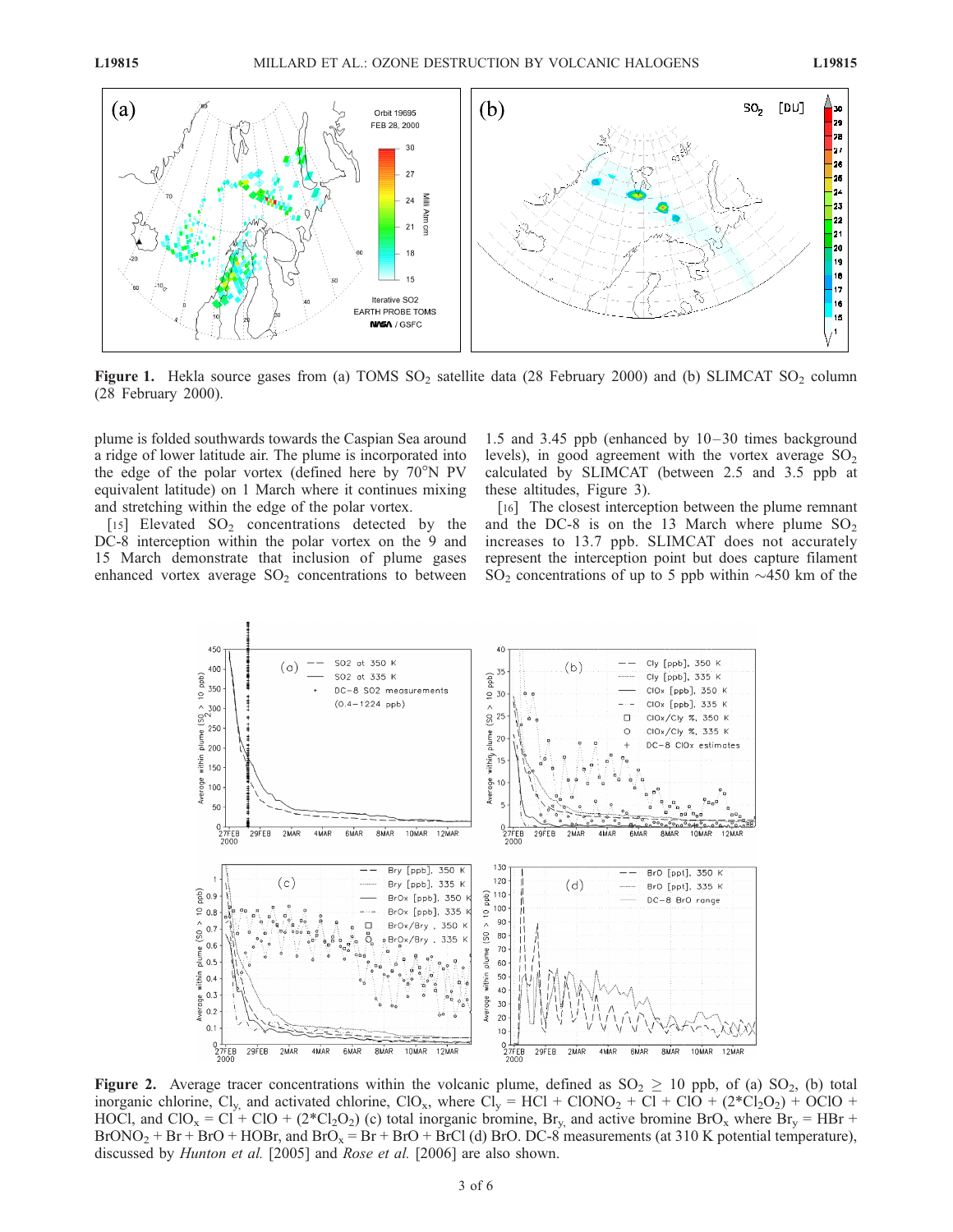**Figure 1.** Hekla source gases from (a) TOMS $SO_2$ satellite data (28 February 2000) and (b) SLIMCAT $SO_2$ column (28 February 2000).

plume is folded southwards towards the Caspian Sea around a ridge of lower latitude air. The plume is incorporated into the edge of the polar vortex (defined here by 70°N PV equivalent latitude) on 1 March where it continues mixing and stretching within the edge of the polar vortex.

[15] Elevated $SO_2$ concentrations detected by the DC-8 interception within the polar vortex on the 9 and 15 March demonstrate that inclusion of plume gases enhanced vortex average $SO_2$ concentrations to between 1.5 and 3.45 ppb (enhanced by 10–30 times background levels), in good agreement with the vortex average $SO_2$ calculated by SLIMCAT (between 2.5 and 3.5 ppb at these altitudes, Figure 3).

[16] The closest interception between the plume remnant and the DC-8 is on the 13 March where plume $SO_2$ increases to 13.7 ppb. SLIMCAT does not accurately represent the interception point but does capture filament $SO_2$ concentrations of up to 5 ppb within ~450 km of the

**Figure 2.** Average tracer concentrations within the volcanic plume, defined as $SO_2 \geq 10$ ppb, of (a) $SO_2$, (b) total inorganic chlorine, $Cl_y$, and activated chlorine, $ClO_x$, where $Cl_y = HCl + ClONO_2 + Cl + ClO + (2{*}Cl_2O_2) + OClO + HOCl$, and $ClO_x = Cl + ClO + (2{*}Cl_2O_2)$ (c) total inorganic bromine, $Br_y$, and active bromine $BrO_x$ where $Br_y = HBr + BrONO_2 + Br + BrO + HOBr$, and $BrO_x = Br + BrO + BrCl$ (d) BrO. DC-8 measurements (at 310 K potential temperature), discussed by *Hunton et al.* [2005] and *Rose et al.* [2006] are also shown.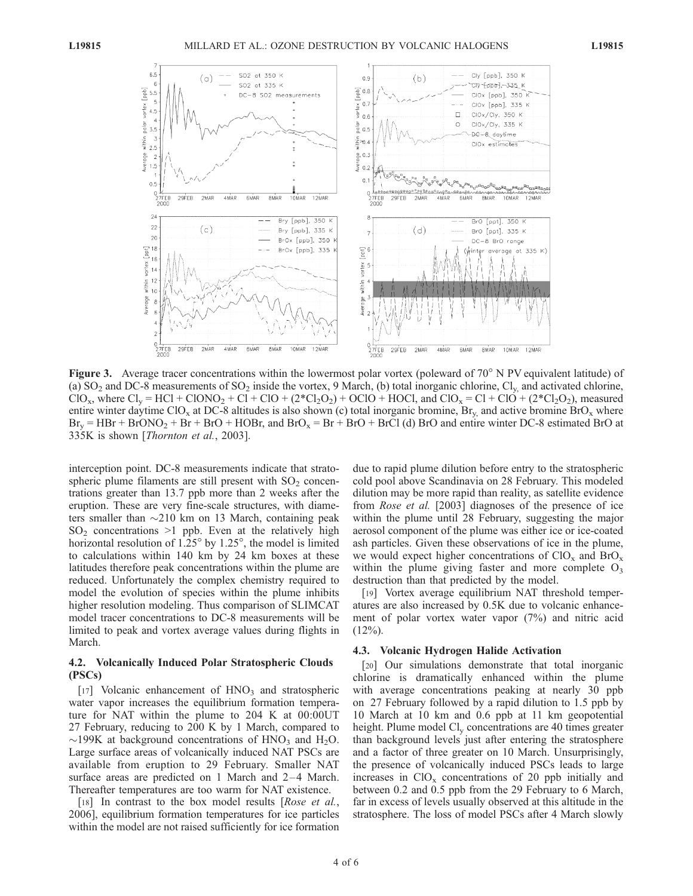**Figure 3.** Average tracer concentrations within the lowermost polar vortex (poleward of 70° N PV equivalent latitude) of (a) $SO_2$ and DC-8 measurements of $SO_2$ inside the vortex, 9 March, (b) total inorganic chlorine, $Cl_y$, and activated chlorine, $ClO_x$, where $Cl_y = HCl + ClONO_2 + Cl + ClO + (2*Cl_2O_2) + OClO + HOCl$, and $ClO_x = Cl + ClO + (2*Cl_2O_2)$, measured entire winter daytime $ClO_x$ at DC-8 altitudes is also shown (c) total inorganic bromine, $Br_y$, and active bromine $BrO_x$ where $Br_y = HBr + BrONO_2 + Br + BrO + HOBr$, and $BrO_x = Br + BrO + BrCl$ (d) BrO and entire winter DC-8 estimated BrO at 335K is shown [*Thornton et al.*, 2003].

interception point. DC-8 measurements indicate that stratospheric plume filaments are still present with $SO_2$ concentrations greater than 13.7 ppb more than 2 weeks after the eruption. These are very fine-scale structures, with diameters smaller than ~210 km on 13 March, containing peak $SO_2$ concentrations >1 ppb. Even at the relatively high horizontal resolution of 1.25° by 1.25°, the model is limited to calculations within 140 km by 24 km boxes at these latitudes therefore peak concentrations within the plume are reduced. Unfortunately the complex chemistry required to model the evolution of species within the plume inhibits higher resolution modeling. Thus comparison of SLIMCAT model tracer concentrations to DC-8 measurements will be limited to peak and vortex average values during flights in March.

### 4.2. Volcanically Induced Polar Stratospheric Clouds (PSCs)

[17] Volcanic enhancement of $HNO_3$ and stratospheric water vapor increases the equilibrium formation temperature for NAT within the plume to 204 K at 00:00UT 27 February, reducing to 200 K by 1 March, compared to ~199K at background concentrations of $HNO_3$ and $H_2O$. Large surface areas of volcanically induced NAT PSCs are available from eruption to 29 February. Smaller NAT surface areas are predicted on 1 March and 2–4 March. Thereafter temperatures are too warm for NAT existence.

[18] In contrast to the box model results [*Rose et al.*, 2006], equilibrium formation temperatures for ice particles within the model are not raised sufficiently for ice formation due to rapid plume dilution before entry to the stratospheric cold pool above Scandinavia on 28 February. This modeled dilution may be more rapid than reality, as satellite evidence from *Rose et al.* [2003] diagnoses of the presence of ice within the plume until 28 February, suggesting the major aerosol component of the plume was either ice or ice-coated ash particles. Given these observations of ice in the plume, we would expect higher concentrations of $ClO_x$ and $BrO_x$ within the plume giving faster and more complete $O_3$ destruction than that predicted by the model.

[19] Vortex average equilibrium NAT threshold temperatures are also increased by 0.5K due to volcanic enhancement of polar vortex water vapor (7%) and nitric acid (12%).

### 4.3. Volcanic Hydrogen Halide Activation

[20] Our simulations demonstrate that total inorganic chlorine is dramatically enhanced within the plume with average concentrations peaking at nearly 30 ppb on 27 February followed by a rapid dilution to 1.5 ppb by 10 March at 10 km and 0.6 ppb at 11 km geopotential height. Plume model $Cl_y$ concentrations are 40 times greater than background levels just after entering the stratosphere and a factor of three greater on 10 March. Unsurprisingly, the presence of volcanically induced PSCs leads to large increases in $ClO_x$ concentrations of 20 ppb initially and between 0.2 and 0.5 ppb from the 29 February to 6 March, far in excess of levels usually observed at this altitude in the stratosphere. The loss of model PSCs after 4 March slowly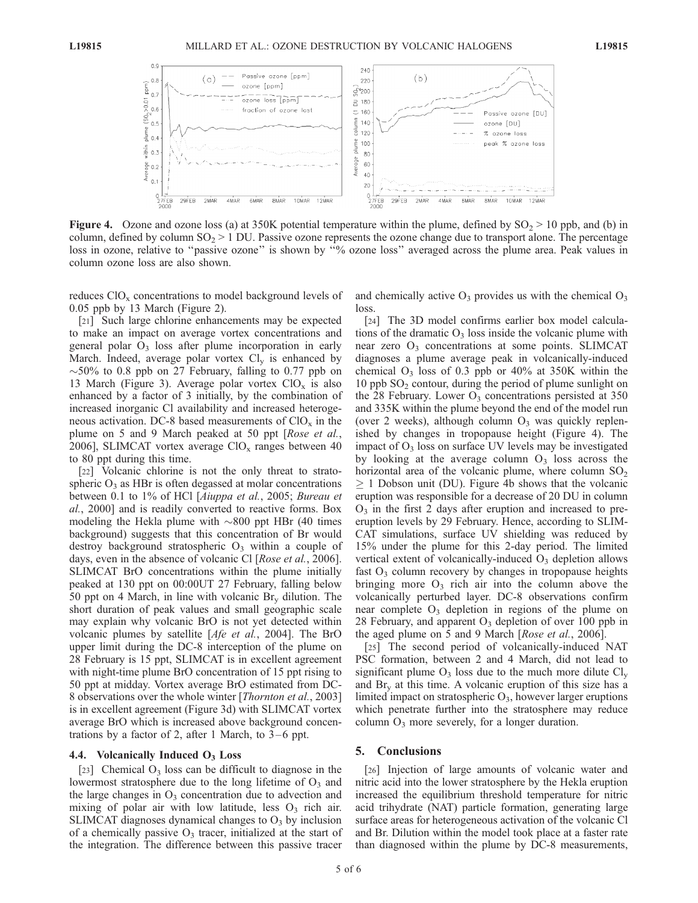**Figure 4.** Ozone and ozone loss (a) at 350K potential temperature within the plume, defined by $SO_2 > 10$ ppb, and (b) in column, defined by column $SO_2 > 1$ DU. Passive ozone represents the ozone change due to transport alone. The percentage loss in ozone, relative to ''passive ozone'' is shown by ''% ozone loss'' averaged across the plume area. Peak values in column ozone loss are also shown.

reduces $ClO_x$ concentrations to model background levels of 0.05 ppb by 13 March (Figure 2).

[21] Such large chlorine enhancements may be expected to make an impact on average vortex concentrations and general polar $O_3$ loss after plume incorporation in early March. Indeed, average polar vortex $Cl_y$ is enhanced by ~50% to 0.8 ppb on 27 February, falling to 0.77 ppb on 13 March (Figure 3). Average polar vortex $ClO_x$ is also enhanced by a factor of 3 initially, by the combination of increased inorganic Cl availability and increased heterogeneous activation. DC-8 based measurements of $ClO_x$ in the plume on 5 and 9 March peaked at 50 ppt [*Rose et al.*, 2006], SLIMCAT vortex average $ClO_x$ ranges between 40 to 80 ppt during this time.

[22] Volcanic chlorine is not the only threat to stratospheric $O_3$ as HBr is often degassed at molar concentrations between 0.1 to 1% of HCl [*Aiuppa et al.*, 2005; *Bureau et al.*, 2000] and is readily converted to reactive forms. Box modeling the Hekla plume with ~800 ppt HBr (40 times background) suggests that this concentration of Br would destroy background stratospheric $O_3$ within a couple of days, even in the absence of volcanic Cl [*Rose et al.*, 2006]. SLIMCAT BrO concentrations within the plume initially peaked at 130 ppt on 00:00UT 27 February, falling below 50 ppt on 4 March, in line with volcanic $Br_y$ dilution. The short duration of peak values and small geographic scale may explain why volcanic BrO is not yet detected within volcanic plumes by satellite [*Afe et al.*, 2004]. The BrO upper limit during the DC-8 interception of the plume on 28 February is 15 ppt, SLIMCAT is in excellent agreement with night-time plume BrO concentration of 15 ppt rising to 50 ppt at midday. Vortex average BrO estimated from DC-8 observations over the whole winter [*Thornton et al.*, 2003] is in excellent agreement (Figure 3d) with SLIMCAT vortex average BrO which is increased above background concentrations by a factor of 2, after 1 March, to 3–6 ppt.

### 4.4. Volcanically Induced $O_3$ Loss

[23] Chemical $O_3$ loss can be difficult to diagnose in the lowermost stratosphere due to the long lifetime of $O_3$ and the large changes in $O_3$ concentration due to advection and mixing of polar air with low latitude, less $O_3$ rich air. SLIMCAT diagnoses dynamical changes to $O_3$ by inclusion of a chemically passive $O_3$ tracer, initialized at the start of the integration. The difference between this passive tracer and chemically active $O_3$ provides us with the chemical $O_3$ loss.

[24] The 3D model confirms earlier box model calculations of the dramatic $O_3$ loss inside the volcanic plume with near zero $O_3$ concentrations at some points. SLIMCAT diagnoses a plume average peak in volcanically-induced chemical $O_3$ loss of 0.3 ppb or 40% at 350K within the 10 ppb $SO_2$ contour, during the period of plume sunlight on the 28 February. Lower $O_3$ concentrations persisted at 350 and 335K within the plume beyond the end of the model run (over 2 weeks), although column $O_3$ was quickly replenished by changes in tropopause height (Figure 4). The impact of $O_3$ loss on surface UV levels may be investigated by looking at the average column $O_3$ loss across the horizontal area of the volcanic plume, where column $SO_2 \geq 1$ Dobson unit (DU). Figure 4b shows that the volcanic eruption was responsible for a decrease of 20 DU in column $O_3$ in the first 2 days after eruption and increased to pre-eruption levels by 29 February. Hence, according to SLIMCAT simulations, surface UV shielding was reduced by 15% under the plume for this 2-day period. The limited vertical extent of volcanically-induced $O_3$ depletion allows fast $O_3$ column recovery by changes in tropopause heights bringing more $O_3$ rich air into the column above the volcanically perturbed layer. DC-8 observations confirm near complete $O_3$ depletion in regions of the plume on 28 February, and apparent $O_3$ depletion of over 100 ppb in the aged plume on 5 and 9 March [*Rose et al.*, 2006].

[25] The second period of volcanically-induced NAT PSC formation, between 2 and 4 March, did not lead to significant plume $O_3$ loss due to the much more dilute $Cl_y$ and $Br_y$ at this time. A volcanic eruption of this size has a limited impact on stratospheric $O_3$, however larger eruptions which penetrate further into the stratosphere may reduce column $O_3$ more severely, for a longer duration.

## 5. Conclusions

[26] Injection of large amounts of volcanic water and nitric acid into the lower stratosphere by the Hekla eruption increased the equilibrium threshold temperature for nitric acid trihydrate (NAT) particle formation, generating large surface areas for heterogeneous activation of the volcanic Cl and Br. Dilution within the model took place at a faster rate than diagnosed within the plume by DC-8 measurements,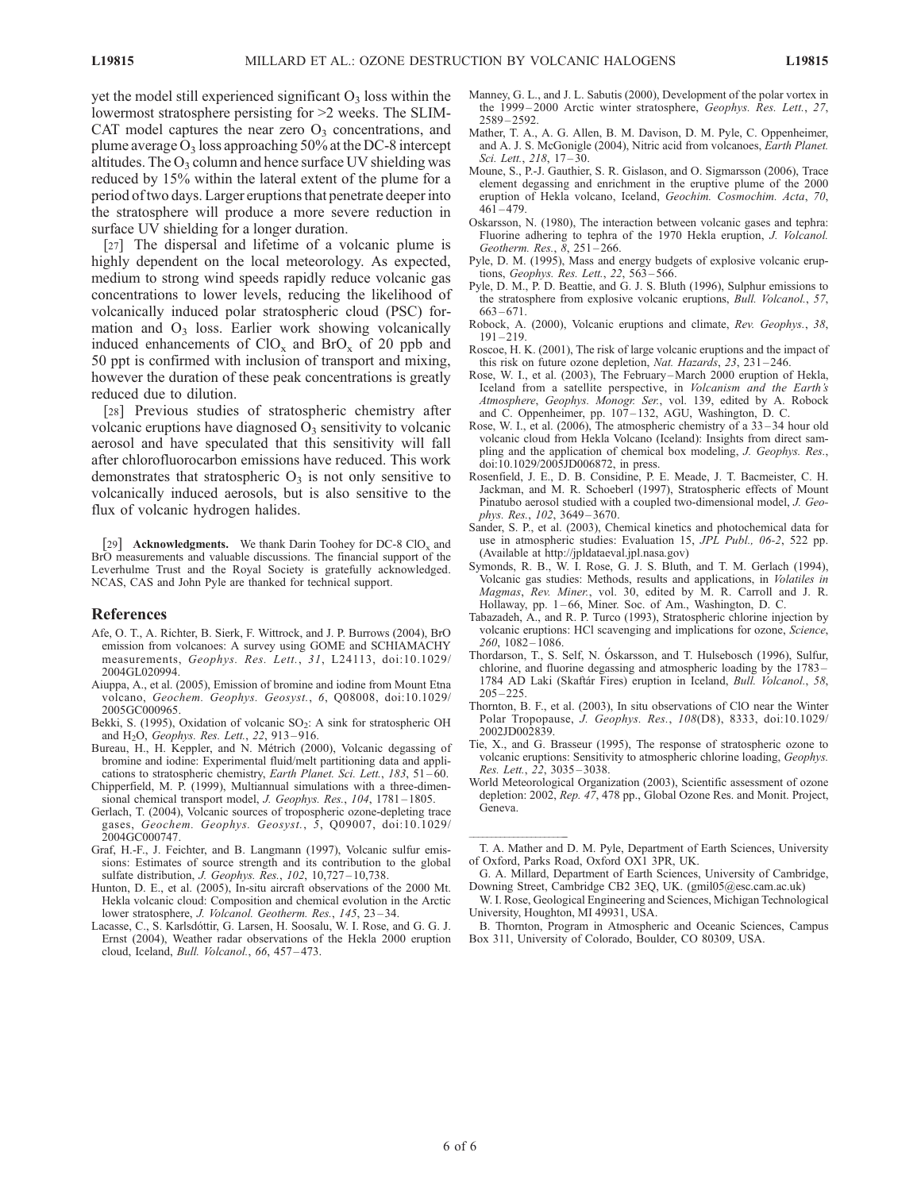yet the model still experienced significant $O_3$ loss within the lowermost stratosphere persisting for >2 weeks. The SLIMCAT model captures the near zero $O_3$ concentrations, and plume average $O_3$ loss approaching 50% at the DC-8 intercept altitudes. The $O_3$ column and hence surface UV shielding was reduced by 15% within the lateral extent of the plume for a period of two days. Larger eruptions that penetrate deeper into the stratosphere will produce a more severe reduction in surface UV shielding for a longer duration.

[27] The dispersal and lifetime of a volcanic plume is highly dependent on the local meteorology. As expected, medium to strong wind speeds rapidly reduce volcanic gas concentrations to lower levels, reducing the likelihood of volcanically induced polar stratospheric cloud (PSC) formation and $O_3$ loss. Earlier work showing volcanically induced enhancements of $ClO_x$ and $BrO_x$ of 20 ppb and 50 ppt is confirmed with inclusion of transport and mixing, however the duration of these peak concentrations is greatly reduced due to dilution.

[28] Previous studies of stratospheric chemistry after volcanic eruptions have diagnosed $O_3$ sensitivity to volcanic aerosol and have speculated that this sensitivity will fall after chlorofluorocarbon emissions have reduced. This work demonstrates that stratospheric $O_3$ is not only sensitive to volcanically induced aerosols, but is also sensitive to the flux of volcanic hydrogen halides.

[29] **Acknowledgments.** We thank Darin Toohey for DC-8 $ClO_x$ and BrO measurements and valuable discussions. The financial support of the Leverhulme Trust and the Royal Society is gratefully acknowledged. NCAS, CAS and John Pyle are thanked for technical support.

## References

Afe, O. T., A. Richter, B. Sierk, F. Wittrock, and J. P. Burrows (2004), BrO emission from volcanoes: A survey using GOME and SCHIAMACHY measurements, *Geophys. Res. Lett.*, *31*, L24113, doi:10.1029/2004GL020994.

Aiuppa, A., et al. (2005), Emission of bromine and iodine from Mount Etna volcano, *Geochem. Geophys. Geosyst.*, *6*, Q08008, doi:10.1029/2005GC000965.

Bekki, S. (1995), Oxidation of volcanic $SO_2$: A sink for stratospheric OH and $H_2O$, *Geophys. Res. Lett.*, *22*, 913–916.

Bureau, H., H. Keppler, and N. Métrich (2000), Volcanic degassing of bromine and iodine: Experimental fluid/melt partitioning data and applications to stratospheric chemistry, *Earth Planet. Sci. Lett.*, *183*, 51–60.

Chipperfield, M. P. (1999), Multiannual simulations with a three-dimensional chemical transport model, *J. Geophys. Res.*, *104*, 1781–1805.

Gerlach, T. (2004), Volcanic sources of tropospheric ozone-depleting trace gases, *Geochem. Geophys. Geosyst.*, *5*, Q09007, doi:10.1029/2004GC000747.

Graf, H.-F., J. Feichter, and B. Langmann (1997), Volcanic sulfur emissions: Estimates of source strength and its contribution to the global sulfate distribution, *J. Geophys. Res.*, *102*, 10,727–10,738.

Hunton, D. E., et al. (2005), In-situ aircraft observations of the 2000 Mt. Hekla volcanic cloud: Composition and chemical evolution in the Arctic lower stratosphere, *J. Volcanol. Geotherm. Res.*, *145*, 23–34.

Lacasse, C., S. Karlsdóttir, G. Larsen, H. Soosalu, W. I. Rose, and G. G. J. Ernst (2004), Weather radar observations of the Hekla 2000 eruption cloud, Iceland, *Bull. Volcanol.*, *66*, 457–473.

Manney, G. L., and J. L. Sabutis (2000), Development of the polar vortex in the 1999–2000 Arctic winter stratosphere, *Geophys. Res. Lett.*, *27*, 2589–2592.

Mather, T. A., A. G. Allen, B. M. Davison, D. M. Pyle, C. Oppenheimer, and A. J. S. McGonigle (2004), Nitric acid from volcanoes, *Earth Planet. Sci. Lett.*, *218*, 17–30.

Moune, S., P.-J. Gauthier, S. R. Gislason, and O. Sigmarsson (2006), Trace element degassing and enrichment in the eruptive plume of the 2000 eruption of Hekla volcano, Iceland, *Geochim. Cosmochim. Acta*, *70*, 461–479.

Oskarsson, N. (1980), The interaction between volcanic gases and tephra: Fluorine adhering to tephra of the 1970 Hekla eruption, *J. Volcanol. Geotherm. Res.*, *8*, 251–266.

Pyle, D. M. (1995), Mass and energy budgets of explosive volcanic eruptions, *Geophys. Res. Lett.*, *22*, 563–566.

Pyle, D. M., P. D. Beattie, and G. J. S. Bluth (1996), Sulphur emissions to the stratosphere from explosive volcanic eruptions, *Bull. Volcanol.*, *57*, 663–671.

Robock, A. (2000), Volcanic eruptions and climate, *Rev. Geophys.*, *38*, 191–219.

Roscoe, H. K. (2001), The risk of large volcanic eruptions and the impact of this risk on future ozone depletion, *Nat. Hazards*, *23*, 231–246.

Rose, W. I., et al. (2003), The February–March 2000 eruption of Hekla, Iceland from a satellite perspective, in *Volcanism and the Earth's Atmosphere*, *Geophys. Monogr. Ser.*, vol. 139, edited by A. Robock and C. Oppenheimer, pp. 107–132, AGU, Washington, D. C.

Rose, W. I., et al. (2006), The atmospheric chemistry of a 33–34 hour old volcanic cloud from Hekla Volcano (Iceland): Insights from direct sampling and the application of chemical box modeling, *J. Geophys. Res.*, doi:10.1029/2005JD006872, in press.

Rosenfield, J. E., D. B. Considine, P. E. Meade, J. T. Bacmeister, C. H. Jackman, and M. R. Schoeberl (1997), Stratospheric effects of Mount Pinatubo aerosol studied with a coupled two-dimensional model, *J. Geophys. Res.*, *102*, 3649–3670.

Sander, S. P., et al. (2003), Chemical kinetics and photochemical data for use in atmospheric studies: Evaluation 15, *JPL Publ., 06-2*, 522 pp. (Available at http://jpldataeval.jpl.nasa.gov)

Symonds, R. B., W. I. Rose, G. J. S. Bluth, and T. M. Gerlach (1994), Volcanic gas studies: Methods, results and applications, in *Volatiles in Magmas*, *Rev. Miner.*, vol. 30, edited by M. R. Carroll and J. R. Hollaway, pp. 1–66, Miner. Soc. of Am., Washington, D. C.

Tabazadeh, A., and R. P. Turco (1993), Stratospheric chlorine injection by volcanic eruptions: HCl scavenging and implications for ozone, *Science*, *260*, 1082–1086.

Thordarson, T., S. Self, N. Óskarsson, and T. Hulsebosch (1996), Sulfur, chlorine, and fluorine degassing and atmospheric loading by the 1783–1784 AD Laki (Skaftár Fires) eruption in Iceland, *Bull. Volcanol.*, *58*, 205–225.

Thornton, B. F., et al. (2003), In situ observations of ClO near the Winter Polar Tropopause, *J. Geophys. Res.*, *108*(D8), 8333, doi:10.1029/2002JD002839.

Tie, X., and G. Brasseur (1995), The response of stratospheric ozone to volcanic eruptions: Sensitivity to atmospheric chlorine loading, *Geophys. Res. Lett.*, *22*, 3035–3038.

World Meteorological Organization (2003), Scientific assessment of ozone depletion: 2002, *Rep. 47*, 478 pp., Global Ozone Res. and Monit. Project, Geneva.

---

T. A. Mather and D. M. Pyle, Department of Earth Sciences, University of Oxford, Parks Road, Oxford OX1 3PR, UK.

G. A. Millard, Department of Earth Sciences, University of Cambridge, Downing Street, Cambridge CB2 3EQ, UK. (gmil05@esc.cam.ac.uk)

W. I. Rose, Geological Engineering and Sciences, Michigan Technological University, Houghton, MI 49931, USA.

B. Thornton, Program in Atmospheric and Oceanic Sciences, Campus Box 311, University of Colorado, Boulder, CO 80309, USA.